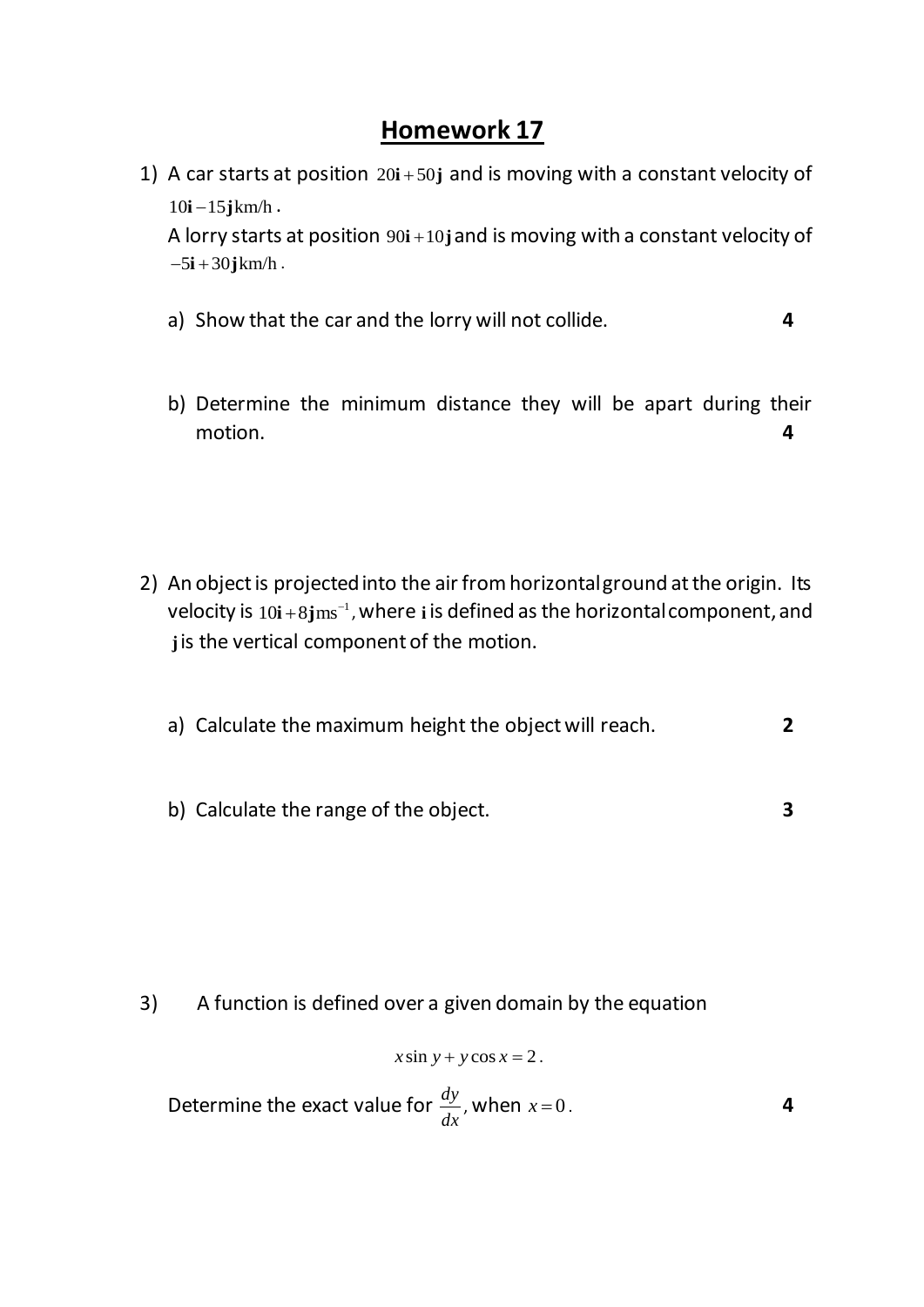# Homework 17

1) A car starts at position $20\mathbf{i}+50\mathbf{j}$ and is moving with a constant velocity of $10\mathbf{i}-15\mathbf{j}\,\text{km/h}$.
   A lorry starts at position $90\mathbf{i}+10\mathbf{j}$ and is moving with a constant velocity of $-5\mathbf{i}+30\mathbf{j}\,\text{km/h}$.

   a) Show that the car and the lorry will not collide. **4**

   b) Determine the minimum distance they will be apart during their motion. **4**

2) An object is projected into the air from horizontal ground at the origin. Its velocity is $10\mathbf{i}+8\mathbf{j}\,\text{ms}^{-1}$, where $\mathbf{i}$ is defined as the horizontal component, and $\mathbf{j}$ is the vertical component of the motion.

   a) Calculate the maximum height the object will reach. **2**

   b) Calculate the range of the object. **3**

3) A function is defined over a given domain by the equation

$$x\sin y + y\cos x = 2.$$

   Determine the exact value for $\frac{dy}{dx}$, when $x=0$. **4**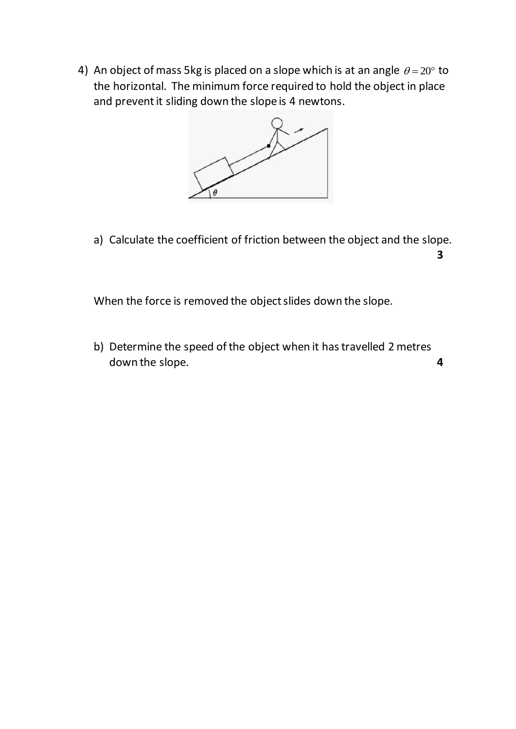4) An object of mass 5kg is placed on a slope which is at an angle $\theta = 20°$ to the horizontal. The minimum force required to hold the object in place and prevent it sliding down the slope is 4 newtons.

a) Calculate the coefficient of friction between the object and the slope. **3**

When the force is removed the object slides down the slope.

b) Determine the speed of the object when it has travelled 2 metres down the slope. **4**